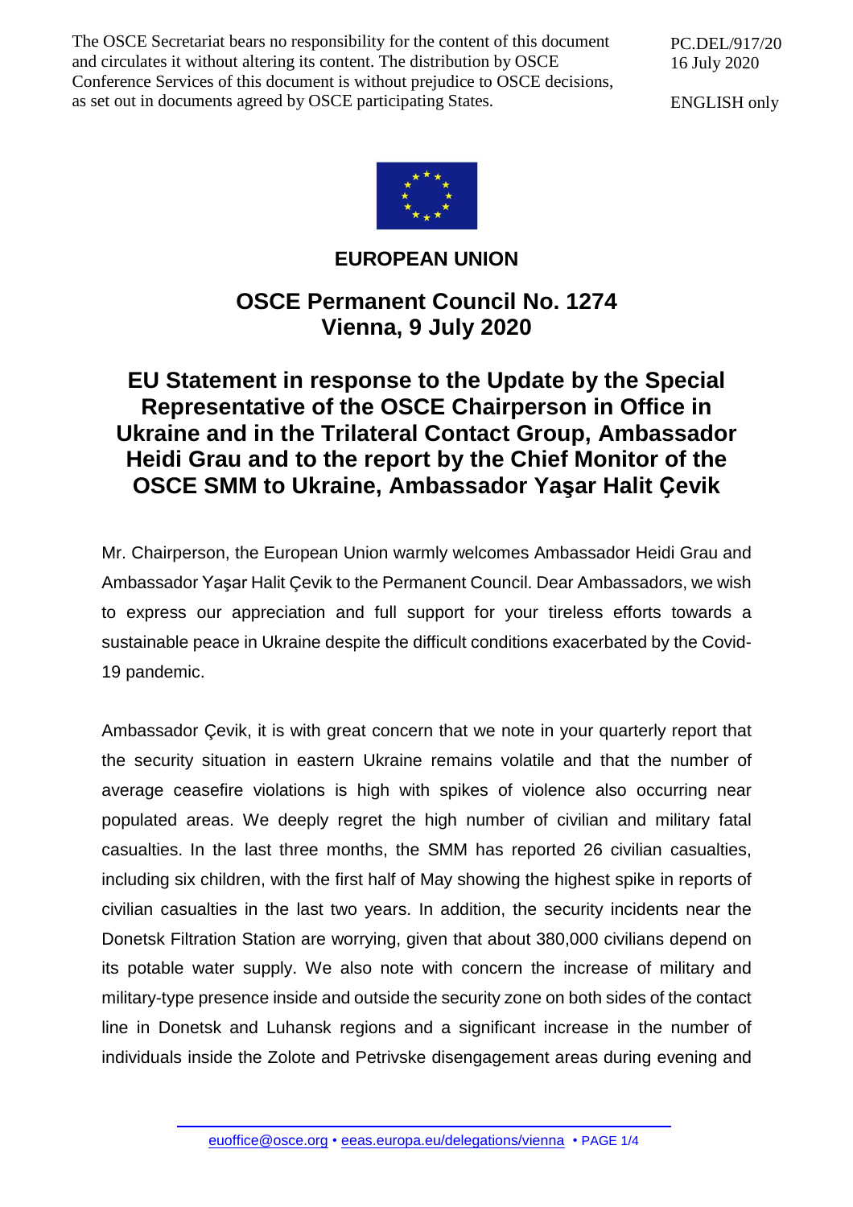The OSCE Secretariat bears no responsibility for the content of this document and circulates it without altering its content. The distribution by OSCE Conference Services of this document is without prejudice to OSCE decisions, as set out in documents agreed by OSCE participating States.

PC.DEL/917/20
16 July 2020

ENGLISH only

**EUROPEAN UNION**

## OSCE Permanent Council No. 1274
## Vienna, 9 July 2020

# EU Statement in response to the Update by the Special Representative of the OSCE Chairperson in Office in Ukraine and in the Trilateral Contact Group, Ambassador Heidi Grau and to the report by the Chief Monitor of the OSCE SMM to Ukraine, Ambassador Yaşar Halit Çevik

Mr. Chairperson, the European Union warmly welcomes Ambassador Heidi Grau and Ambassador Yaşar Halit Çevik to the Permanent Council. Dear Ambassadors, we wish to express our appreciation and full support for your tireless efforts towards a sustainable peace in Ukraine despite the difficult conditions exacerbated by the Covid-19 pandemic.

Ambassador Çevik, it is with great concern that we note in your quarterly report that the security situation in eastern Ukraine remains volatile and that the number of average ceasefire violations is high with spikes of violence also occurring near populated areas. We deeply regret the high number of civilian and military fatal casualties. In the last three months, the SMM has reported 26 civilian casualties, including six children, with the first half of May showing the highest spike in reports of civilian casualties in the last two years. In addition, the security incidents near the Donetsk Filtration Station are worrying, given that about 380,000 civilians depend on its potable water supply. We also note with concern the increase of military and military-type presence inside and outside the security zone on both sides of the contact line in Donetsk and Luhansk regions and a significant increase in the number of individuals inside the Zolote and Petrivske disengagement areas during evening and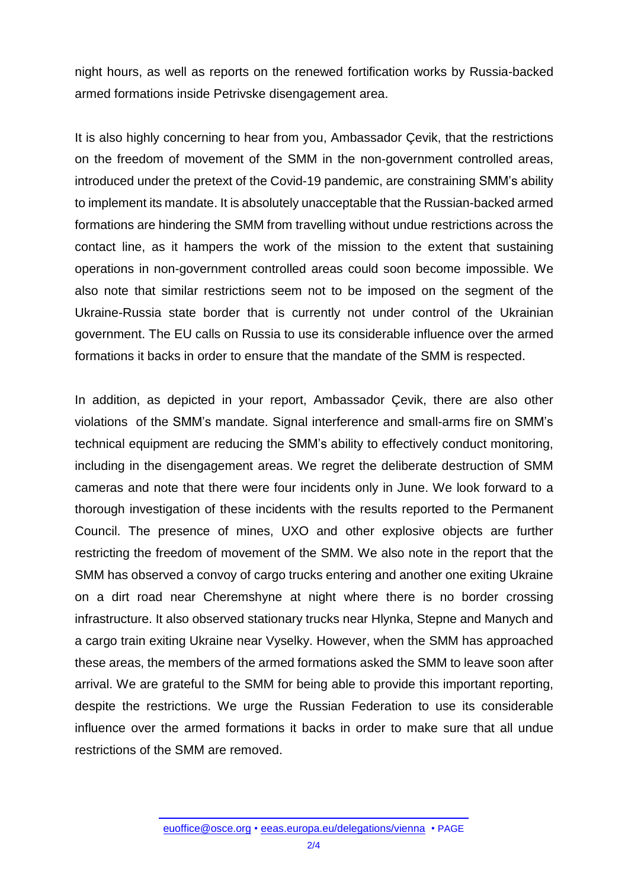night hours, as well as reports on the renewed fortification works by Russia-backed armed formations inside Petrivske disengagement area.

It is also highly concerning to hear from you, Ambassador Çevik, that the restrictions on the freedom of movement of the SMM in the non-government controlled areas, introduced under the pretext of the Covid-19 pandemic, are constraining SMM's ability to implement its mandate. It is absolutely unacceptable that the Russian-backed armed formations are hindering the SMM from travelling without undue restrictions across the contact line, as it hampers the work of the mission to the extent that sustaining operations in non-government controlled areas could soon become impossible. We also note that similar restrictions seem not to be imposed on the segment of the Ukraine-Russia state border that is currently not under control of the Ukrainian government. The EU calls on Russia to use its considerable influence over the armed formations it backs in order to ensure that the mandate of the SMM is respected.

In addition, as depicted in your report, Ambassador Çevik, there are also other violations of the SMM's mandate. Signal interference and small-arms fire on SMM's technical equipment are reducing the SMM's ability to effectively conduct monitoring, including in the disengagement areas. We regret the deliberate destruction of SMM cameras and note that there were four incidents only in June. We look forward to a thorough investigation of these incidents with the results reported to the Permanent Council. The presence of mines, UXO and other explosive objects are further restricting the freedom of movement of the SMM. We also note in the report that the SMM has observed a convoy of cargo trucks entering and another one exiting Ukraine on a dirt road near Cheremshyne at night where there is no border crossing infrastructure. It also observed stationary trucks near Hlynka, Stepne and Manych and a cargo train exiting Ukraine near Vyselky. However, when the SMM has approached these areas, the members of the armed formations asked the SMM to leave soon after arrival. We are grateful to the SMM for being able to provide this important reporting, despite the restrictions. We urge the Russian Federation to use its considerable influence over the armed formations it backs in order to make sure that all undue restrictions of the SMM are removed.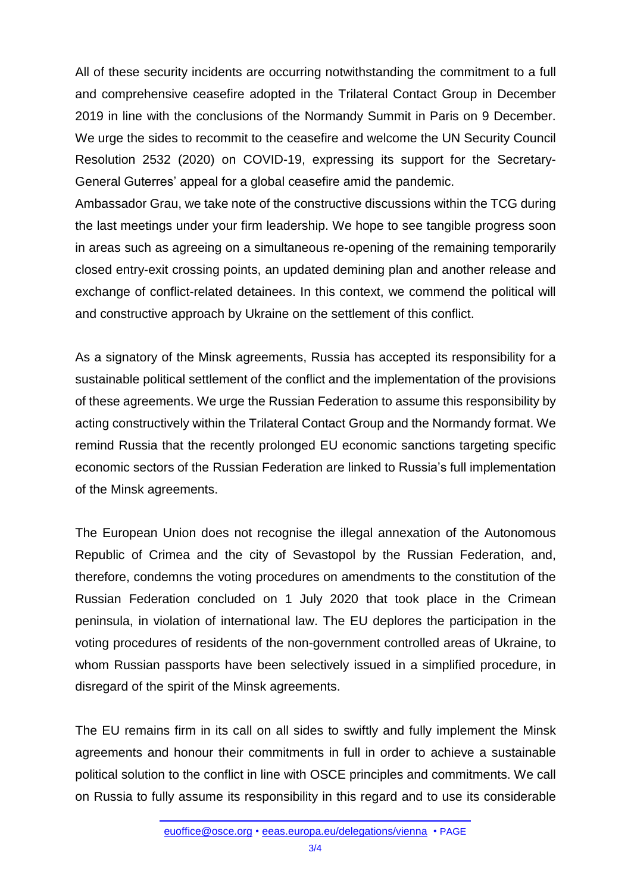All of these security incidents are occurring notwithstanding the commitment to a full and comprehensive ceasefire adopted in the Trilateral Contact Group in December 2019 in line with the conclusions of the Normandy Summit in Paris on 9 December. We urge the sides to recommit to the ceasefire and welcome the UN Security Council Resolution 2532 (2020) on COVID-19, expressing its support for the Secretary-General Guterres' appeal for a global ceasefire amid the pandemic.

Ambassador Grau, we take note of the constructive discussions within the TCG during the last meetings under your firm leadership. We hope to see tangible progress soon in areas such as agreeing on a simultaneous re-opening of the remaining temporarily closed entry-exit crossing points, an updated demining plan and another release and exchange of conflict-related detainees. In this context, we commend the political will and constructive approach by Ukraine on the settlement of this conflict.

As a signatory of the Minsk agreements, Russia has accepted its responsibility for a sustainable political settlement of the conflict and the implementation of the provisions of these agreements. We urge the Russian Federation to assume this responsibility by acting constructively within the Trilateral Contact Group and the Normandy format. We remind Russia that the recently prolonged EU economic sanctions targeting specific economic sectors of the Russian Federation are linked to Russia's full implementation of the Minsk agreements.

The European Union does not recognise the illegal annexation of the Autonomous Republic of Crimea and the city of Sevastopol by the Russian Federation, and, therefore, condemns the voting procedures on amendments to the constitution of the Russian Federation concluded on 1 July 2020 that took place in the Crimean peninsula, in violation of international law. The EU deplores the participation in the voting procedures of residents of the non-government controlled areas of Ukraine, to whom Russian passports have been selectively issued in a simplified procedure, in disregard of the spirit of the Minsk agreements.

The EU remains firm in its call on all sides to swiftly and fully implement the Minsk agreements and honour their commitments in full in order to achieve a sustainable political solution to the conflict in line with OSCE principles and commitments. We call on Russia to fully assume its responsibility in this regard and to use its considerable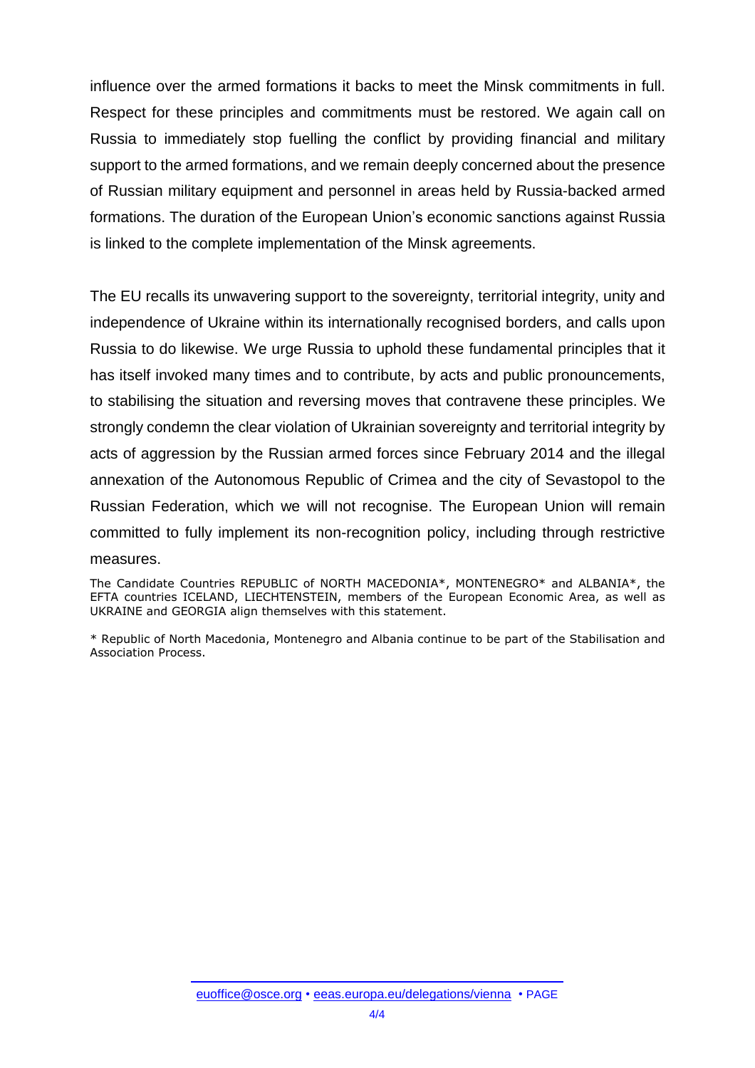influence over the armed formations it backs to meet the Minsk commitments in full. Respect for these principles and commitments must be restored. We again call on Russia to immediately stop fuelling the conflict by providing financial and military support to the armed formations, and we remain deeply concerned about the presence of Russian military equipment and personnel in areas held by Russia-backed armed formations. The duration of the European Union's economic sanctions against Russia is linked to the complete implementation of the Minsk agreements.

The EU recalls its unwavering support to the sovereignty, territorial integrity, unity and independence of Ukraine within its internationally recognised borders, and calls upon Russia to do likewise. We urge Russia to uphold these fundamental principles that it has itself invoked many times and to contribute, by acts and public pronouncements, to stabilising the situation and reversing moves that contravene these principles. We strongly condemn the clear violation of Ukrainian sovereignty and territorial integrity by acts of aggression by the Russian armed forces since February 2014 and the illegal annexation of the Autonomous Republic of Crimea and the city of Sevastopol to the Russian Federation, which we will not recognise. The European Union will remain committed to fully implement its non-recognition policy, including through restrictive measures.

The Candidate Countries REPUBLIC of NORTH MACEDONIA*, MONTENEGRO* and ALBANIA*, the EFTA countries ICELAND, LIECHTENSTEIN, members of the European Economic Area, as well as UKRAINE and GEORGIA align themselves with this statement.

* Republic of North Macedonia, Montenegro and Albania continue to be part of the Stabilisation and Association Process.